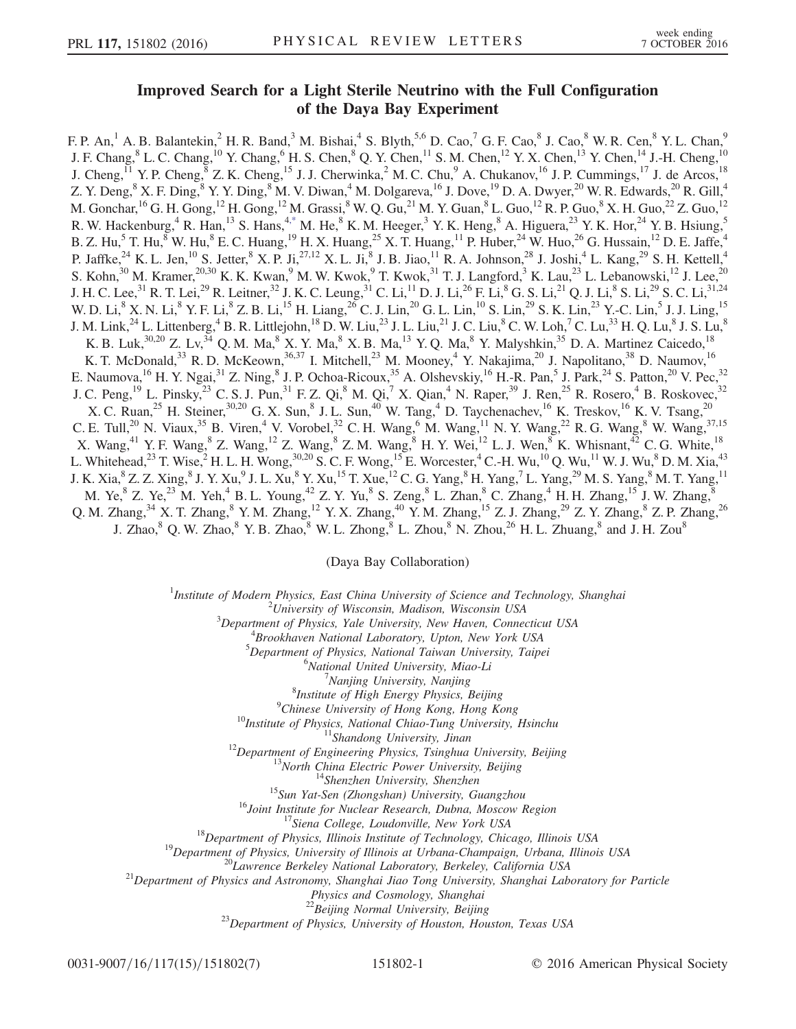# Improved Search for a Light Sterile Neutrino with the Full Configuration of the Daya Bay Experiment

F. P. An,[1] A. B. Balantekin,[2] H. R. Band,[3] M. Bishai,[4] S. Blyth,[5,6] D. Cao,[7] G. F. Cao,[8] J. Cao,[8] W. R. Cen,[8] Y. L. Chan,[9] J. F. Chang,[8] L. C. Chang,[10] Y. Chang,[6] H. S. Chen,[8] Q. Y. Chen,[11] S. M. Chen,[12] Y. X. Chen,[13] Y. Chen,[14] J.-H. Cheng,[10] J. Cheng,[11] Y. P. Cheng,[8] Z. K. Cheng,[15] J. J. Cherwinka,[2] M. C. Chu,[9] A. Chukanov,[16] J. P. Cummings,[17] J. de Arcos,[18] Z. Y. Deng,[8] X. F. Ding,[8] Y. Y. Ding,[8] M. V. Diwan,[4] M. Dolgareva,[16] J. Dove,[19] D. A. Dwyer,[20] W. R. Edwards,[20] R. Gill,[4] M. Gonchar,[16] G. H. Gong,[12] H. Gong,[12] M. Grassi,[8] W. Q. Gu,[21] M. Y. Guan,[8] L. Guo,[12] R. P. Guo,[8] X. H. Guo,[22] Z. Guo,[12] R. W. Hackenburg,[4] R. Han,[13] S. Hans,[4,*] M. He,[8] K. M. Heeger,[3] Y. K. Heng,[8] A. Higuera,[23] Y. K. Hor,[24] Y. B. Hsiung,[5] B. Z. Hu,[5] T. Hu,[8] W. Hu,[8] E. C. Huang,[19] H. X. Huang,[25] X. T. Huang,[11] P. Huber,[24] W. Huo,[26] G. Hussain,[12] D. E. Jaffe,[4] P. Jaffke,[24] K. L. Jen,[10] S. Jetter,[8] X. P. Ji,[27,12] X. L. Ji,[8] J. B. Jiao,[11] R. A. Johnson,[28] J. Joshi,[4] L. Kang,[29] S. H. Kettell,[4] S. Kohn,[30] M. Kramer,[20,30] K. K. Kwan,[9] M. W. Kwok,[9] T. Kwok,[31] T. J. Langford,[3] K. Lau,[23] L. Lebanowski,[12] J. Lee,[20] J. H. C. Lee,[31] R. T. Lei,[29] R. Leitner,[32] J. K. C. Leung,[31] C. Li,[11] D. J. Li,[26] F. Li,[8] G. S. Li,[21] Q. J. Li,[8] S. Li,[29] S. C. Li,[31,24] W. D. Li,[8] X. N. Li,[8] Y. F. Li,[8] Z. B. Li,[15] H. Liang,[26] C. J. Lin,[20] G. L. Lin,[10] S. Lin,[29] S. K. Lin,[23] Y.-C. Lin,[5] J. J. Ling,[15] J. M. Link,[24] L. Littenberg,[4] B. R. Littlejohn,[18] D. W. Liu,[23] J. L. Liu,[21] J. C. Liu,[8] C. W. Loh,[7] C. Lu,[33] H. Q. Lu,[8] J. S. Lu,[8] K. B. Luk,[30,20] Z. Lv,[34] Q. M. Ma,[8] X. Y. Ma,[8] X. B. Ma,[13] Y. Q. Ma,[8] Y. Malyshkin,[35] D. A. Martinez Caicedo,[18] K. T. McDonald,[33] R. D. McKeown,[36,37] I. Mitchell,[23] M. Mooney,[4] Y. Nakajima,[20] J. Napolitano,[38] D. Naumov,[16] E. Naumova,[16] H. Y. Ngai,[31] Z. Ning,[8] J. P. Ochoa-Ricoux,[35] A. Olshevskiy,[16] H.-R. Pan,[5] J. Park,[24] S. Patton,[20] V. Pec,[32] J. C. Peng,[19] L. Pinsky,[23] C. S. J. Pun,[31] F. Z. Qi,[8] M. Qi,[7] X. Qian,[4] N. Raper,[39] J. Ren,[25] R. Rosero,[4] B. Roskovec,[32] X. C. Ruan,[25] H. Steiner,[30,20] G. X. Sun,[8] J. L. Sun,[40] W. Tang,[4] D. Taychenachev,[16] K. Treskov,[16] K. V. Tsang,[20] C. E. Tull,[20] N. Viaux,[35] B. Viren,[4] V. Vorobel,[32] C. H. Wang,[6] M. Wang,[11] N. Y. Wang,[22] R. G. Wang,[8] W. Wang,[37,15] X. Wang,[41] Y. F. Wang,[8] Z. Wang,[12] Z. Wang,[8] Z. M. Wang,[8] H. Y. Wei,[12] L. J. Wen,[8] K. Whisnant,[42] C. G. White,[18] L. Whitehead,[23] T. Wise,[2] H. L. H. Wong,[30,20] S. C. F. Wong,[15] E. Worcester,[4] C.-H. Wu,[10] Q. Wu,[11] W. J. Wu,[8] D. M. Xia,[43] J. K. Xia,[8] Z. Z. Xing,[8] J. Y. Xu,[9] J. L. Xu,[8] Y. Xu,[15] T. Xue,[12] C. G. Yang,[8] H. Yang,[7] L. Yang,[29] M. S. Yang,[8] M. T. Yang,[11] M. Ye,[8] Z. Ye,[23] M. Yeh,[4] B. L. Young,[42] Z. Y. Yu,[8] S. Zeng,[8] L. Zhan,[8] C. Zhang,[4] H. H. Zhang,[15] J. W. Zhang,[8] Q. M. Zhang,[34] X. T. Zhang,[8] Y. M. Zhang,[12] Y. X. Zhang,[40] Y. M. Zhang,[15] Z. J. Zhang,[29] Z. Y. Zhang,[8] Z. P. Zhang,[26] J. Zhao,[8] Q. W. Zhao,[8] Y. B. Zhao,[8] W. L. Zhong,[8] L. Zhou,[8] N. Zhou,[26] H. L. Zhuang,[8] and J. H. Zou[8]

(Daya Bay Collaboration)

[1] *Institute of Modern Physics, East China University of Science and Technology, Shanghai*
[2] *University of Wisconsin, Madison, Wisconsin USA*
[3] *Department of Physics, Yale University, New Haven, Connecticut USA*
[4] *Brookhaven National Laboratory, Upton, New York USA*
[5] *Department of Physics, National Taiwan University, Taipei*
[6] *National United University, Miao-Li*
[7] *Nanjing University, Nanjing*
[8] *Institute of High Energy Physics, Beijing*
[9] *Chinese University of Hong Kong, Hong Kong*
[10] *Institute of Physics, National Chiao-Tung University, Hsinchu*
[11] *Shandong University, Jinan*
[12] *Department of Engineering Physics, Tsinghua University, Beijing*
[13] *North China Electric Power University, Beijing*
[14] *Shenzhen University, Shenzhen*
[15] *Sun Yat-Sen (Zhongshan) University, Guangzhou*
[16] *Joint Institute for Nuclear Research, Dubna, Moscow Region*
[17] *Siena College, Loudonville, New York USA*
[18] *Department of Physics, Illinois Institute of Technology, Chicago, Illinois USA*
[19] *Department of Physics, University of Illinois at Urbana-Champaign, Urbana, Illinois USA*
[20] *Lawrence Berkeley National Laboratory, Berkeley, California USA*
[21] *Department of Physics and Astronomy, Shanghai Jiao Tong University, Shanghai Laboratory for Particle Physics and Cosmology, Shanghai*
[22] *Beijing Normal University, Beijing*
[23] *Department of Physics, University of Houston, Houston, Texas USA*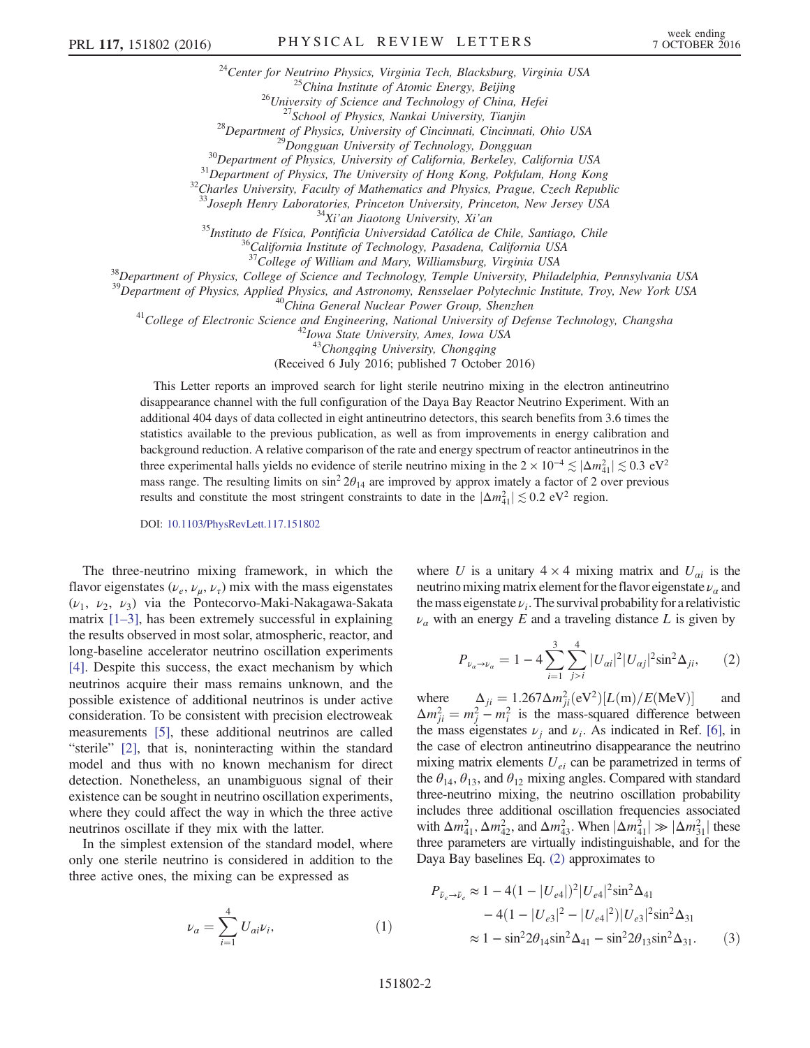[24]Center for Neutrino Physics, Virginia Tech, Blacksburg, Virginia USA
[25]China Institute of Atomic Energy, Beijing
[26]University of Science and Technology of China, Hefei
[27]School of Physics, Nankai University, Tianjin
[28]Department of Physics, University of Cincinnati, Cincinnati, Ohio USA
[29]Dongguan University of Technology, Dongguan
[30]Department of Physics, University of California, Berkeley, California USA
[31]Department of Physics, The University of Hong Kong, Pokfulam, Hong Kong
[32]Charles University, Faculty of Mathematics and Physics, Prague, Czech Republic
[33]Joseph Henry Laboratories, Princeton University, Princeton, New Jersey USA
[34]Xi'an Jiaotong University, Xi'an
[35]Instituto de Física, Pontificia Universidad Católica de Chile, Santiago, Chile
[36]California Institute of Technology, Pasadena, California USA
[37]College of William and Mary, Williamsburg, Virginia USA
[38]Department of Physics, College of Science and Technology, Temple University, Philadelphia, Pennsylvania USA
[39]Department of Physics, Applied Physics, and Astronomy, Rensselaer Polytechnic Institute, Troy, New York USA
[40]China General Nuclear Power Group, Shenzhen
[41]College of Electronic Science and Engineering, National University of Defense Technology, Changsha
[42]Iowa State University, Ames, Iowa USA
[43]Chongqing University, Chongqing

(Received 6 July 2016; published 7 October 2016)

This Letter reports an improved search for light sterile neutrino mixing in the electron antineutrino disappearance channel with the full configuration of the Daya Bay Reactor Neutrino Experiment. With an additional 404 days of data collected in eight antineutrino detectors, this search benefits from 3.6 times the statistics available to the previous publication, as well as from improvements in energy calibration and background reduction. A relative comparison of the rate and energy spectrum of reactor antineutrinos in the three experimental halls yields no evidence of sterile neutrino mixing in the $2 \times 10^{-4} \lesssim |\Delta m^2_{41}| \lesssim 0.3\ \mathrm{eV}^2$ mass range. The resulting limits on $\sin^2 2\theta_{14}$ are improved by approx imately a factor of 2 over previous results and constitute the most stringent constraints to date in the $|\Delta m^2_{41}| \lesssim 0.2\ \mathrm{eV}^2$ region.

DOI: 10.1103/PhysRevLett.117.151802

The three-neutrino mixing framework, in which the flavor eigenstates ($\nu_e$, $\nu_\mu$, $\nu_\tau$) mix with the mass eigenstates ($\nu_1$, $\nu_2$, $\nu_3$) via the Pontecorvo-Maki-Nakagawa-Sakata matrix [1–3], has been extremely successful in explaining the results observed in most solar, atmospheric, reactor, and long-baseline accelerator neutrino oscillation experiments [4]. Despite this success, the exact mechanism by which neutrinos acquire their mass remains unknown, and the possible existence of additional neutrinos is under active consideration. To be consistent with precision electroweak measurements [5], these additional neutrinos are called "sterile" [2], that is, noninteracting within the standard model and thus with no known mechanism for direct detection. Nonetheless, an unambiguous signal of their existence can be sought in neutrino oscillation experiments, where they could affect the way in which the three active neutrinos oscillate if they mix with the latter.

In the simplest extension of the standard model, where only one sterile neutrino is considered in addition to the three active ones, the mixing can be expressed as

$$\nu_\alpha = \sum_{i=1}^{4} U_{\alpha i}\nu_i, \tag{1}$$

where $U$ is a unitary $4 \times 4$ mixing matrix and $U_{\alpha i}$ is the neutrino mixing matrix element for the flavor eigenstate $\nu_\alpha$ and the mass eigenstate $\nu_i$. The survival probability for a relativistic $\nu_\alpha$ with an energy $E$ and a traveling distance $L$ is given by

$$P_{\nu_\alpha \to \nu_\alpha} = 1 - 4\sum_{i=1}^{3}\sum_{j>i}^{4} |U_{\alpha i}|^2 |U_{\alpha j}|^2 \sin^2\Delta_{ji}, \tag{2}$$

where $\Delta_{ji} = 1.267\Delta m^2_{ji}(\mathrm{eV}^2)[L(\mathrm{m})/E(\mathrm{MeV})]$ and $\Delta m^2_{ji} = m^2_j - m^2_i$ is the mass-squared difference between the mass eigenstates $\nu_j$ and $\nu_i$. As indicated in Ref. [6], in the case of electron antineutrino disappearance the neutrino mixing matrix elements $U_{ei}$ can be parametrized in terms of the $\theta_{14}$, $\theta_{13}$, and $\theta_{12}$ mixing angles. Compared with standard three-neutrino mixing, the neutrino oscillation probability includes three additional oscillation frequencies associated with $\Delta m^2_{41}$, $\Delta m^2_{42}$, and $\Delta m^2_{43}$. When $|\Delta m^2_{41}| \gg |\Delta m^2_{31}|$ these three parameters are virtually indistinguishable, and for the Daya Bay baselines Eq. (2) approximates to

$$\begin{aligned} P_{\bar{\nu}_e \to \bar{\nu}_e} &\approx 1 - 4(1 - |U_{e4}|)^2 |U_{e4}|^2 \sin^2\Delta_{41} \\ &\quad - 4(1 - |U_{e3}|^2 - |U_{e4}|^2)|U_{e3}|^2 \sin^2\Delta_{31} \\ &\approx 1 - \sin^2 2\theta_{14}\sin^2\Delta_{41} - \sin^2 2\theta_{13}\sin^2\Delta_{31}. \end{aligned} \tag{3}$$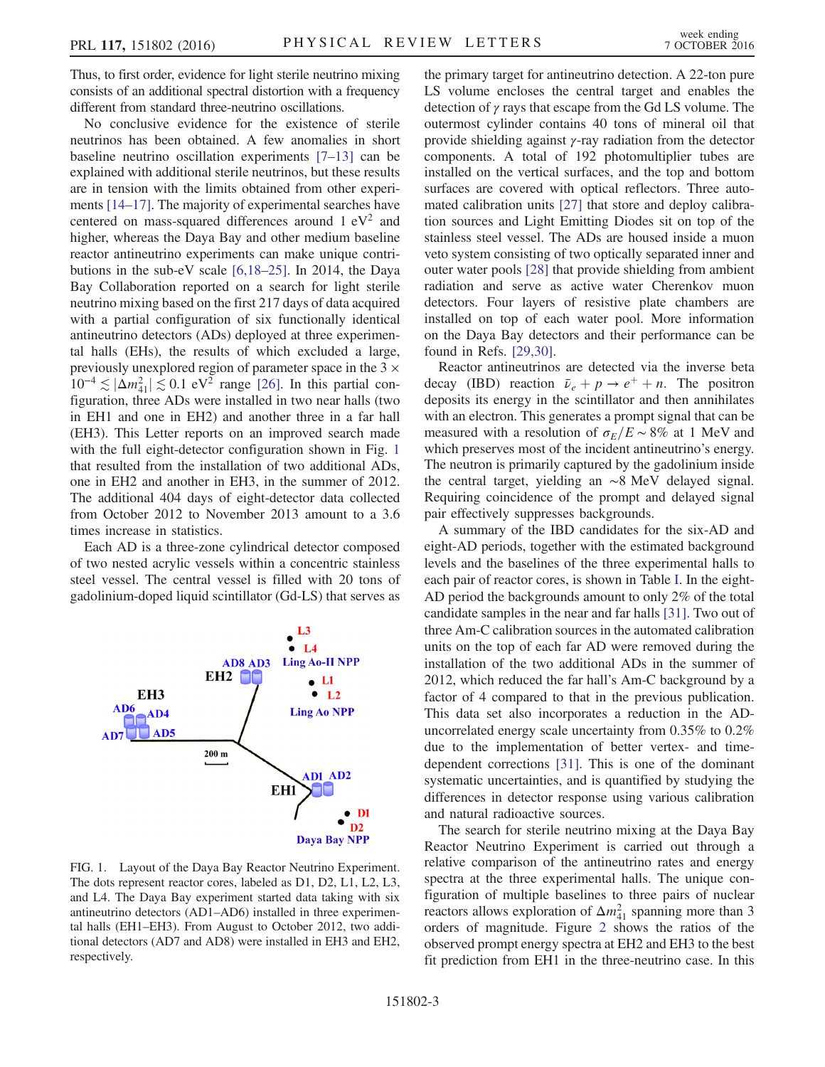Thus, to first order, evidence for light sterile neutrino mixing consists of an additional spectral distortion with a frequency different from standard three-neutrino oscillations.

No conclusive evidence for the existence of sterile neutrinos has been obtained. A few anomalies in short baseline neutrino oscillation experiments [7–13] can be explained with additional sterile neutrinos, but these results are in tension with the limits obtained from other experiments [14–17]. The majority of experimental searches have centered on mass-squared differences around 1 $eV^2$ and higher, whereas the Daya Bay and other medium baseline reactor antineutrino experiments can make unique contributions in the sub-eV scale [6,18–25]. In 2014, the Daya Bay Collaboration reported on a search for light sterile neutrino mixing based on the first 217 days of data acquired with a partial configuration of six functionally identical antineutrino detectors (ADs) deployed at three experimental halls (EHs), the results of which excluded a large, previously unexplored region of parameter space in the $3 \times 10^{-4} \lesssim |\Delta m^2_{41}| \lesssim 0.1$ $eV^2$ range [26]. In this partial configuration, three ADs were installed in two near halls (two in EH1 and one in EH2) and another three in a far hall (EH3). This Letter reports on an improved search made with the full eight-detector configuration shown in Fig. 1 that resulted from the installation of two additional ADs, one in EH2 and another in EH3, in the summer of 2012. The additional 404 days of eight-detector data collected from October 2012 to November 2013 amount to a 3.6 times increase in statistics.

Each AD is a three-zone cylindrical detector composed of two nested acrylic vessels within a concentric stainless steel vessel. The central vessel is filled with 20 tons of gadolinium-doped liquid scintillator (Gd-LS) that serves as the primary target for antineutrino detection. A 22-ton pure LS volume encloses the central target and enables the detection of $\gamma$ rays that escape from the Gd LS volume. The outermost cylinder contains 40 tons of mineral oil that provide shielding against $\gamma$-ray radiation from the detector components. A total of 192 photomultiplier tubes are installed on the vertical surfaces, and the top and bottom surfaces are covered with optical reflectors. Three automated calibration units [27] that store and deploy calibration sources and Light Emitting Diodes sit on top of the stainless steel vessel. The ADs are housed inside a muon veto system consisting of two optically separated inner and outer water pools [28] that provide shielding from ambient radiation and serve as active water Cherenkov muon detectors. Four layers of resistive plate chambers are installed on top of each water pool. More information on the Daya Bay detectors and their performance can be found in Refs. [29,30].

FIG. 1. Layout of the Daya Bay Reactor Neutrino Experiment. The dots represent reactor cores, labeled as D1, D2, L1, L2, L3, and L4. The Daya Bay experiment started data taking with six antineutrino detectors (AD1–AD6) installed in three experimental halls (EH1–EH3). From August to October 2012, two additional detectors (AD7 and AD8) were installed in EH3 and EH2, respectively.

Reactor antineutrinos are detected via the inverse beta decay (IBD) reaction $\bar{\nu}_e + p \to e^+ + n$. The positron deposits its energy in the scintillator and then annihilates with an electron. This generates a prompt signal that can be measured with a resolution of $\sigma_E/E \sim 8\%$ at 1 MeV and which preserves most of the incident antineutrino's energy. The neutron is primarily captured by the gadolinium inside the central target, yielding an $\sim$8 MeV delayed signal. Requiring coincidence of the prompt and delayed signal pair effectively suppresses backgrounds.

A summary of the IBD candidates for the six-AD and eight-AD periods, together with the estimated background levels and the baselines of the three experimental halls to each pair of reactor cores, is shown in Table I. In the eight-AD period the backgrounds amount to only 2% of the total candidate samples in the near and far halls [31]. Two out of three Am-C calibration sources in the automated calibration units on the top of each far AD were removed during the installation of the two additional ADs in the summer of 2012, which reduced the far hall's Am-C background by a factor of 4 compared to that in the previous publication. This data set also incorporates a reduction in the AD-uncorrelated energy scale uncertainty from 0.35% to 0.2% due to the implementation of better vertex- and time-dependent corrections [31]. This is one of the dominant systematic uncertainties, and is quantified by studying the differences in detector response using various calibration and natural radioactive sources.

The search for sterile neutrino mixing at the Daya Bay Reactor Neutrino Experiment is carried out through a relative comparison of the antineutrino rates and energy spectra at the three experimental halls. The unique configuration of multiple baselines to three pairs of nuclear reactors allows exploration of $\Delta m^2_{41}$ spanning more than 3 orders of magnitude. Figure 2 shows the ratios of the observed prompt energy spectra at EH2 and EH3 to the best fit prediction from EH1 in the three-neutrino case. In this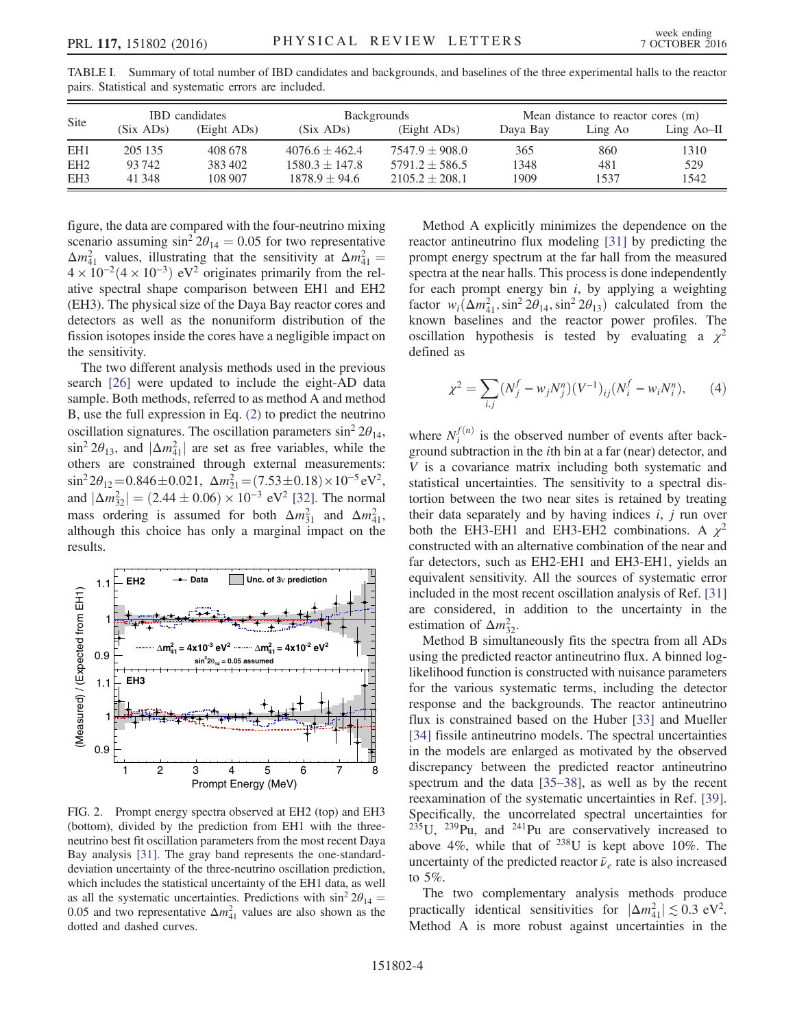TABLE I. Summary of total number of IBD candidates and backgrounds, and baselines of the three experimental halls to the reactor pairs. Statistical and systematic errors are included.

| Site | IBD candidates | | Backgrounds | | Mean distance to reactor cores (m) | | |
|---|---|---|---|---|---|---|---|
| | (Six ADs) | (Eight ADs) | (Six ADs) | (Eight ADs) | Daya Bay | Ling Ao | Ling Ao–II |
| EH1 | 205 135 | 408 678 | $4076.6 \pm 462.4$ | $7547.9 \pm 908.0$ | 365 | 860 | 1310 |
| EH2 | 93 742 | 383 402 | $1580.3 \pm 147.8$ | $5791.2 \pm 586.5$ | 1348 | 481 | 529 |
| EH3 | 41 348 | 108 907 | $1878.9 \pm 94.6$ | $2105.2 \pm 208.1$ | 1909 | 1537 | 1542 |

figure, the data are compared with the four-neutrino mixing scenario assuming $\sin^2 2\theta_{14} = 0.05$ for two representative $\Delta m^2_{41}$ values, illustrating that the sensitivity at $\Delta m^2_{41} = 4\times 10^{-2}(4\times 10^{-3})$ eV$^2$ originates primarily from the relative spectral shape comparison between EH1 and EH2 (EH3). The physical size of the Daya Bay reactor cores and detectors as well as the nonuniform distribution of the fission isotopes inside the cores have a negligible impact on the sensitivity.

The two different analysis methods used in the previous search [26] were updated to include the eight-AD data sample. Both methods, referred to as method A and method B, use the full expression in Eq. (2) to predict the neutrino oscillation signatures. The oscillation parameters $\sin^2 2\theta_{14}$, $\sin^2 2\theta_{13}$, and $|\Delta m^2_{41}|$ are set as free variables, while the others are constrained through external measurements: $\sin^2 2\theta_{12} = 0.846 \pm 0.021$, $\Delta m^2_{21} = (7.53 \pm 0.18)\times 10^{-5}$ eV$^2$, and $|\Delta m^2_{32}| = (2.44 \pm 0.06)\times 10^{-3}$ eV$^2$ [32]. The normal mass ordering is assumed for both $\Delta m^2_{31}$ and $\Delta m^2_{41}$, although this choice has only a marginal impact on the results.

FIG. 2. Prompt energy spectra observed at EH2 (top) and EH3 (bottom), divided by the prediction from EH1 with the three-neutrino best fit oscillation parameters from the most recent Daya Bay analysis [31]. The gray band represents the one-standard-deviation uncertainty of the three-neutrino oscillation prediction, which includes the statistical uncertainty of the EH1 data, as well as all the systematic uncertainties. Predictions with $\sin^2 2\theta_{14} = 0.05$ and two representative $\Delta m^2_{41}$ values are also shown as the dotted and dashed curves.

Method A explicitly minimizes the dependence on the reactor antineutrino flux modeling [31] by predicting the prompt energy spectrum at the far hall from the measured spectra at the near halls. This process is done independently for each prompt energy bin $i$, by applying a weighting factor $w_i(\Delta m^2_{41}, \sin^2 2\theta_{14}, \sin^2 2\theta_{13})$ calculated from the known baselines and the reactor power profiles. The oscillation hypothesis is tested by evaluating a $\chi^2$ defined as

$$\chi^2 = \sum_{i,j} (N^f_j - w_j N^n_j)(V^{-1})_{ij}(N^f_i - w_i N^n_i), \qquad (4)$$

where $N^{f(n)}_i$ is the observed number of events after background subtraction in the $i$th bin at a far (near) detector, and $V$ is a covariance matrix including both systematic and statistical uncertainties. The sensitivity to a spectral distortion between the two near sites is retained by treating their data separately and by having indices $i$, $j$ run over both the EH3-EH1 and EH3-EH2 combinations. A $\chi^2$ constructed with an alternative combination of the near and far detectors, such as EH2-EH1 and EH3-EH1, yields an equivalent sensitivity. All the sources of systematic error included in the most recent oscillation analysis of Ref. [31] are considered, in addition to the uncertainty in the estimation of $\Delta m^2_{32}$.

Method B simultaneously fits the spectra from all ADs using the predicted reactor antineutrino flux. A binned log-likelihood function is constructed with nuisance parameters for the various systematic terms, including the detector response and the backgrounds. The reactor antineutrino flux is constrained based on the Huber [33] and Mueller [34] fissile antineutrino models. The spectral uncertainties in the models are enlarged as motivated by the observed discrepancy between the predicted reactor antineutrino spectrum and the data [35–38], as well as by the recent reexamination of the systematic uncertainties in Ref. [39]. Specifically, the uncorrelated spectral uncertainties for $^{235}$U, $^{239}$Pu, and $^{241}$Pu are conservatively increased to above 4%, while that of $^{238}$U is kept above 10%. The uncertainty of the predicted reactor $\bar{\nu}_e$ rate is also increased to 5%.

The two complementary analysis methods produce practically identical sensitivities for $|\Delta m^2_{41}| \lesssim 0.3$ eV$^2$. Method A is more robust against uncertainties in the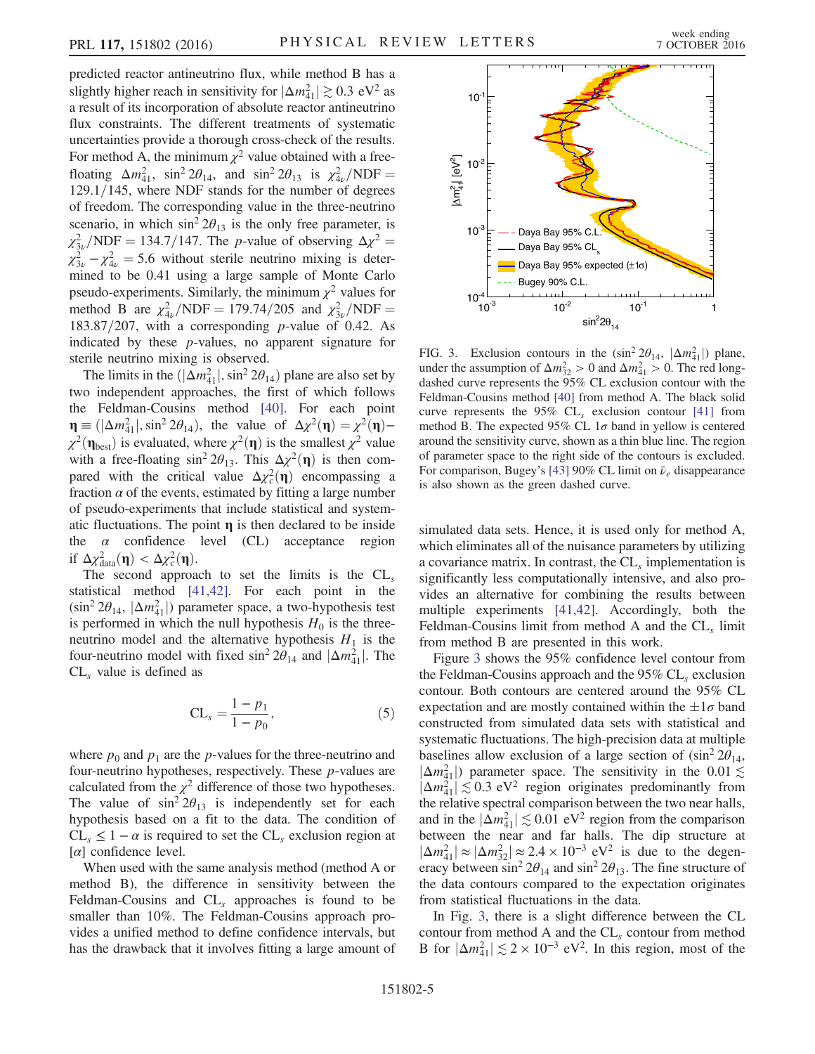predicted reactor antineutrino flux, while method B has a slightly higher reach in sensitivity for $|\Delta m^2_{41}| \gtrsim 0.3\ \mathrm{eV}^2$ as a result of its incorporation of absolute reactor antineutrino flux constraints. The different treatments of systematic uncertainties provide a thorough cross-check of the results. For method A, the minimum $\chi^2$ value obtained with a free-floating $\Delta m^2_{41}$, $\sin^2 2\theta_{14}$, and $\sin^2 2\theta_{13}$ is $\chi^2_{4\nu}/\mathrm{NDF} = 129.1/145$, where NDF stands for the number of degrees of freedom. The corresponding value in the three-neutrino scenario, in which $\sin^2 2\theta_{13}$ is the only free parameter, is $\chi^2_{3\nu}/\mathrm{NDF} = 134.7/147$. The $p$-value of observing $\Delta\chi^2 = \chi^2_{3\nu} - \chi^2_{4\nu} = 5.6$ without sterile neutrino mixing is determined to be 0.41 using a large sample of Monte Carlo pseudo-experiments. Similarly, the minimum $\chi^2$ values for method B are $\chi^2_{4\nu}/\mathrm{NDF} = 179.74/205$ and $\chi^2_{3\nu}/\mathrm{NDF} = 183.87/207$, with a corresponding $p$-value of 0.42. As indicated by these $p$-values, no apparent signature for sterile neutrino mixing is observed.

The limits in the $(|\Delta m^2_{41}|, \sin^2 2\theta_{14})$ plane are also set by two independent approaches, the first of which follows the Feldman-Cousins method [40]. For each point $\boldsymbol{\eta} \equiv (|\Delta m^2_{41}|, \sin^2 2\theta_{14})$, the value of $\Delta\chi^2(\boldsymbol{\eta}) = \chi^2(\boldsymbol{\eta}) - \chi^2(\boldsymbol{\eta}_{\mathrm{best}})$ is evaluated, where $\chi^2(\boldsymbol{\eta})$ is the smallest $\chi^2$ value with a free-floating $\sin^2 2\theta_{13}$. This $\Delta\chi^2(\boldsymbol{\eta})$ is then compared with the critical value $\Delta\chi^2_c(\boldsymbol{\eta})$ encompassing a fraction $\alpha$ of the events, estimated by fitting a large number of pseudo-experiments that include statistical and systematic fluctuations. The point $\boldsymbol{\eta}$ is then declared to be inside the $\alpha$ confidence level (CL) acceptance region if $\Delta\chi^2_{\mathrm{data}}(\boldsymbol{\eta}) < \Delta\chi^2_c(\boldsymbol{\eta})$.

The second approach to set the limits is the $\mathrm{CL}_s$ statistical method [41,42]. For each point in the $(\sin^2 2\theta_{14}, |\Delta m^2_{41}|)$ parameter space, a two-hypothesis test is performed in which the null hypothesis $H_0$ is the three-neutrino model and the alternative hypothesis $H_1$ is the four-neutrino model with fixed $\sin^2 2\theta_{14}$ and $|\Delta m^2_{41}|$. The $\mathrm{CL}_s$ value is defined as

$$\mathrm{CL}_s = \frac{1 - p_1}{1 - p_0}, \tag{5}$$

where $p_0$ and $p_1$ are the $p$-values for the three-neutrino and four-neutrino hypotheses, respectively. These $p$-values are calculated from the $\chi^2$ difference of those two hypotheses. The value of $\sin^2 2\theta_{13}$ is independently set for each hypothesis based on a fit to the data. The condition of $\mathrm{CL}_s \leq 1 - \alpha$ is required to set the $\mathrm{CL}_s$ exclusion region at $[\alpha]$ confidence level.

When used with the same analysis method (method A or method B), the difference in sensitivity between the Feldman-Cousins and $\mathrm{CL}_s$ approaches is found to be smaller than 10%. The Feldman-Cousins approach provides a unified method to define confidence intervals, but has the drawback that it involves fitting a large amount of simulated data sets. Hence, it is used only for method A, which eliminates all of the nuisance parameters by utilizing a covariance matrix. In contrast, the $\mathrm{CL}_s$ implementation is significantly less computationally intensive, and also provides an alternative for combining the results between multiple experiments [41,42]. Accordingly, both the Feldman-Cousins limit from method A and the $\mathrm{CL}_s$ limit from method B are presented in this work.

FIG. 3. Exclusion contours in the $(\sin^2 2\theta_{14}, |\Delta m^2_{41}|)$ plane, under the assumption of $\Delta m^2_{32} > 0$ and $\Delta m^2_{41} > 0$. The red long-dashed curve represents the 95% CL exclusion contour with the Feldman-Cousins method [40] from method A. The black solid curve represents the 95% $\mathrm{CL}_s$ exclusion contour [41] from method B. The expected 95% CL $1\sigma$ band in yellow is centered around the sensitivity curve, shown as a thin blue line. The region of parameter space to the right side of the contours is excluded. For comparison, Bugey's [43] 90% CL limit on $\bar{\nu}_e$ disappearance is also shown as the green dashed curve.

Figure 3 shows the 95% confidence level contour from the Feldman-Cousins approach and the 95% $\mathrm{CL}_s$ exclusion contour. Both contours are centered around the 95% CL expectation and are mostly contained within the $\pm 1\sigma$ band constructed from simulated data sets with statistical and systematic fluctuations. The high-precision data at multiple baselines allow exclusion of a large section of $(\sin^2 2\theta_{14}, |\Delta m^2_{41}|)$ parameter space. The sensitivity in the $0.01 \lesssim |\Delta m^2_{41}| \lesssim 0.3\ \mathrm{eV}^2$ region originates predominantly from the relative spectral comparison between the two near halls, and in the $|\Delta m^2_{41}| \lesssim 0.01\ \mathrm{eV}^2$ region from the comparison between the near and far halls. The dip structure at $|\Delta m^2_{41}| \approx |\Delta m^2_{32}| \approx 2.4 \times 10^{-3}\ \mathrm{eV}^2$ is due to the degeneracy between $\sin^2 2\theta_{14}$ and $\sin^2 2\theta_{13}$. The fine structure of the data contours compared to the expectation originates from statistical fluctuations in the data.

In Fig. 3, there is a slight difference between the CL contour from method A and the $\mathrm{CL}_s$ contour from method B for $|\Delta m^2_{41}| \lesssim 2 \times 10^{-3}\ \mathrm{eV}^2$. In this region, most of the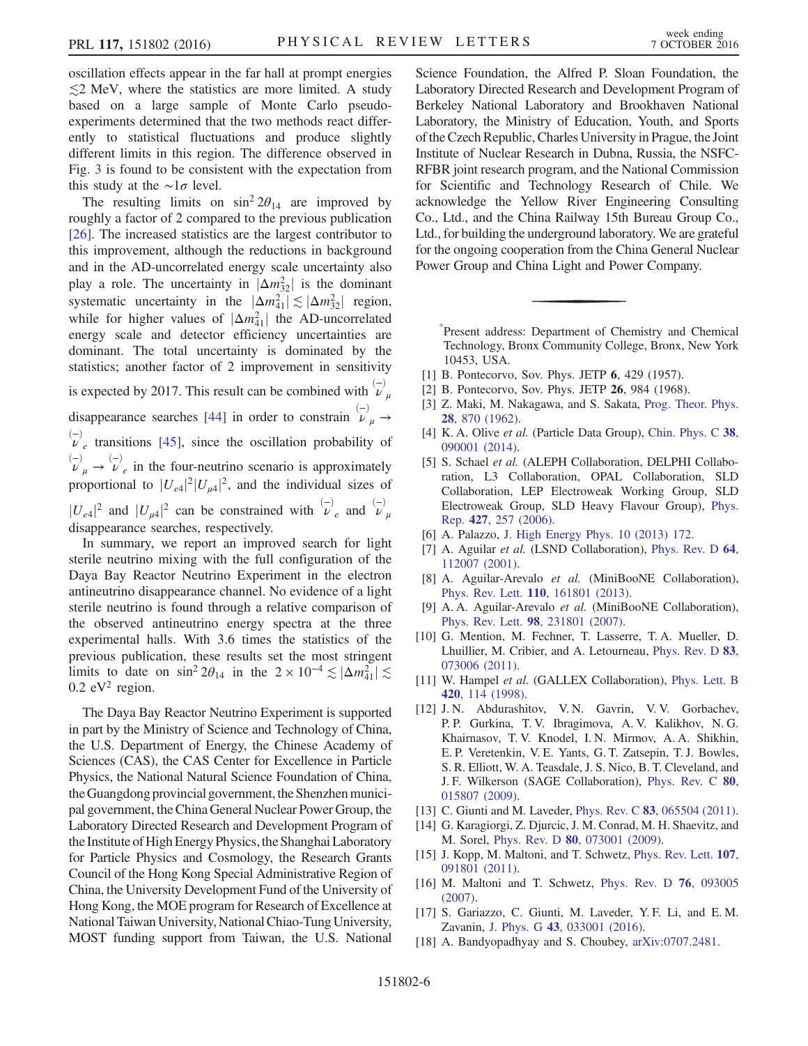oscillation effects appear in the far hall at prompt energies $\lesssim 2$ MeV, where the statistics are more limited. A study based on a large sample of Monte Carlo pseudo-experiments determined that the two methods react differently to statistical fluctuations and produce slightly different limits in this region. The difference observed in Fig. 3 is found to be consistent with the expectation from this study at the $\sim 1\sigma$ level.

The resulting limits on $\sin^2 2\theta_{14}$ are improved by roughly a factor of 2 compared to the previous publication [26]. The increased statistics are the largest contributor to this improvement, although the reductions in background and in the AD-uncorrelated energy scale uncertainty also play a role. The uncertainty in $|\Delta m^2_{32}|$ is the dominant systematic uncertainty in the $|\Delta m^2_{41}| \lesssim |\Delta m^2_{32}|$ region, while for higher values of $|\Delta m^2_{41}|$ the AD-uncorrelated energy scale and detector efficiency uncertainties are dominant. The total uncertainty is dominated by the statistics; another factor of 2 improvement in sensitivity is expected by 2017. This result can be combined with $\overset{(-)}{\nu}_\mu$ disappearance searches [44] in order to constrain $\overset{(-)}{\nu}_\mu \to \overset{(-)}{\nu}_e$ transitions [45], since the oscillation probability of $\overset{(-)}{\nu}_\mu \to \overset{(-)}{\nu}_e$ in the four-neutrino scenario is approximately proportional to $|U_{e4}|^2 |U_{\mu 4}|^2$, and the individual sizes of $|U_{e4}|^2$ and $|U_{\mu 4}|^2$ can be constrained with $\overset{(-)}{\nu}_e$ and $\overset{(-)}{\nu}_\mu$ disappearance searches, respectively.

In summary, we report an improved search for light sterile neutrino mixing with the full configuration of the Daya Bay Reactor Neutrino Experiment in the electron antineutrino disappearance channel. No evidence of a light sterile neutrino is found through a relative comparison of the observed antineutrino energy spectra at the three experimental halls. With 3.6 times the statistics of the previous publication, these results set the most stringent limits to date on $\sin^2 2\theta_{14}$ in the $2\times 10^{-4} \lesssim |\Delta m^2_{41}| \lesssim 0.2\ \mathrm{eV}^2$ region.

The Daya Bay Reactor Neutrino Experiment is supported in part by the Ministry of Science and Technology of China, the U.S. Department of Energy, the Chinese Academy of Sciences (CAS), the CAS Center for Excellence in Particle Physics, the National Natural Science Foundation of China, the Guangdong provincial government, the Shenzhen municipal government, the China General Nuclear Power Group, the Laboratory Directed Research and Development Program of the Institute of High Energy Physics, the Shanghai Laboratory for Particle Physics and Cosmology, the Research Grants Council of the Hong Kong Special Administrative Region of China, the University Development Fund of the University of Hong Kong, the MOE program for Research of Excellence at National Taiwan University, National Chiao-Tung University, MOST funding support from Taiwan, the U.S. National Science Foundation, the Alfred P. Sloan Foundation, the Laboratory Directed Research and Development Program of Berkeley National Laboratory and Brookhaven National Laboratory, the Ministry of Education, Youth, and Sports of the Czech Republic, Charles University in Prague, the Joint Institute of Nuclear Research in Dubna, Russia, the NSFC-RFBR joint research program, and the National Commission for Scientific and Technology Research of Chile. We acknowledge the Yellow River Engineering Consulting Co., Ltd., and the China Railway 15th Bureau Group Co., Ltd., for building the underground laboratory. We are grateful for the ongoing cooperation from the China General Nuclear Power Group and China Light and Power Company.

---

*Present address: Department of Chemistry and Chemical Technology, Bronx Community College, Bronx, New York 10453, USA.

[1] B. Pontecorvo, Sov. Phys. JETP **6**, 429 (1957).
[2] B. Pontecorvo, Sov. Phys. JETP **26**, 984 (1968).
[3] Z. Maki, M. Nakagawa, and S. Sakata, Prog. Theor. Phys. **28**, 870 (1962).
[4] K. A. Olive *et al.* (Particle Data Group), Chin. Phys. C **38**, 090001 (2014).
[5] S. Schael *et al.* (ALEPH Collaboration, DELPHI Collaboration, L3 Collaboration, OPAL Collaboration, SLD Collaboration, LEP Electroweak Working Group, SLD Electroweak Group, SLD Heavy Flavour Group), Phys. Rep. **427**, 257 (2006).
[6] A. Palazzo, J. High Energy Phys. 10 (2013) 172.
[7] A. Aguilar *et al.* (LSND Collaboration), Phys. Rev. D **64**, 112007 (2001).
[8] A. Aguilar-Arevalo *et al.* (MiniBooNE Collaboration), Phys. Rev. Lett. **110**, 161801 (2013).
[9] A. A. Aguilar-Arevalo *et al.* (MiniBooNE Collaboration), Phys. Rev. Lett. **98**, 231801 (2007).
[10] G. Mention, M. Fechner, T. Lasserre, T. A. Mueller, D. Lhuillier, M. Cribier, and A. Letourneau, Phys. Rev. D **83**, 073006 (2011).
[11] W. Hampel *et al.* (GALLEX Collaboration), Phys. Lett. B **420**, 114 (1998).
[12] J. N. Abdurashitov, V. N. Gavrin, V. V. Gorbachev, P. P. Gurkina, T. V. Ibragimova, A. V. Kalikhov, N. G. Khairnasov, T. V. Knodel, I. N. Mirmov, A. A. Shikhin, E. P. Veretenkin, V. E. Yants, G. T. Zatsepin, T. J. Bowles, S. R. Elliott, W. A. Teasdale, J. S. Nico, B. T. Cleveland, and J. F. Wilkerson (SAGE Collaboration), Phys. Rev. C **80**, 015807 (2009).
[13] C. Giunti and M. Laveder, Phys. Rev. C **83**, 065504 (2011).
[14] G. Karagiorgi, Z. Djurcic, J. M. Conrad, M. H. Shaevitz, and M. Sorel, Phys. Rev. D **80**, 073001 (2009).
[15] J. Kopp, M. Maltoni, and T. Schwetz, Phys. Rev. Lett. **107**, 091801 (2011).
[16] M. Maltoni and T. Schwetz, Phys. Rev. D **76**, 093005 (2007).
[17] S. Gariazzo, C. Giunti, M. Laveder, Y. F. Li, and E. M. Zavanin, J. Phys. G **43**, 033001 (2016).
[18] A. Bandyopadhyay and S. Choubey, arXiv:0707.2481.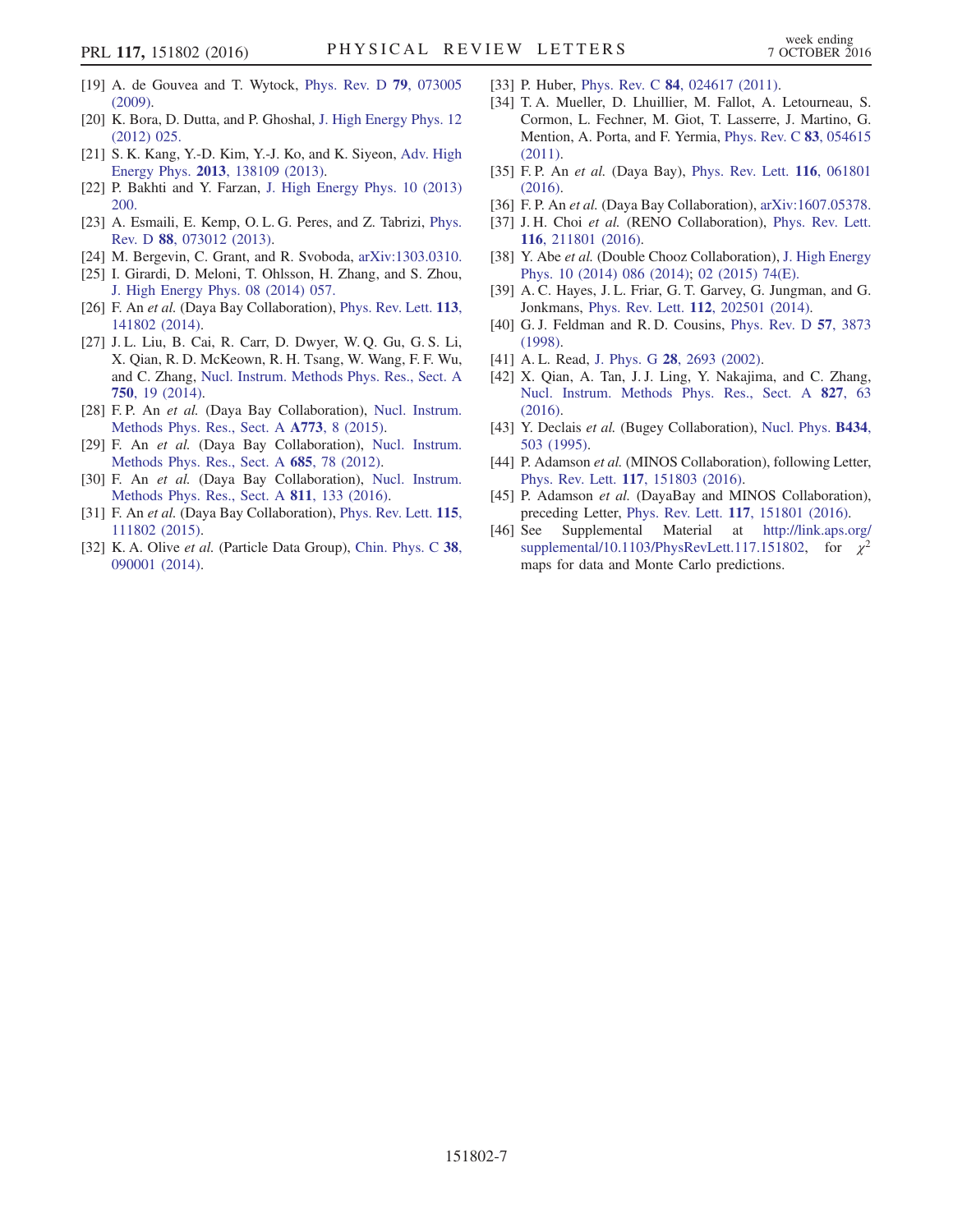[19] A. de Gouvea and T. Wytock, Phys. Rev. D **79**, 073005 (2009).

[20] K. Bora, D. Dutta, and P. Ghoshal, J. High Energy Phys. 12 (2012) 025.

[21] S. K. Kang, Y.-D. Kim, Y.-J. Ko, and K. Siyeon, Adv. High Energy Phys. **2013**, 138109 (2013).

[22] P. Bakhti and Y. Farzan, J. High Energy Phys. 10 (2013) 200.

[23] A. Esmaili, E. Kemp, O. L. G. Peres, and Z. Tabrizi, Phys. Rev. D **88**, 073012 (2013).

[24] M. Bergevin, C. Grant, and R. Svoboda, arXiv:1303.0310.

[25] I. Girardi, D. Meloni, T. Ohlsson, H. Zhang, and S. Zhou, J. High Energy Phys. 08 (2014) 057.

[26] F. An *et al.* (Daya Bay Collaboration), Phys. Rev. Lett. **113**, 141802 (2014).

[27] J. L. Liu, B. Cai, R. Carr, D. Dwyer, W. Q. Gu, G. S. Li, X. Qian, R. D. McKeown, R. H. Tsang, W. Wang, F. F. Wu, and C. Zhang, Nucl. Instrum. Methods Phys. Res., Sect. A **750**, 19 (2014).

[28] F. P. An *et al.* (Daya Bay Collaboration), Nucl. Instrum. Methods Phys. Res., Sect. A **A773**, 8 (2015).

[29] F. An *et al.* (Daya Bay Collaboration), Nucl. Instrum. Methods Phys. Res., Sect. A **685**, 78 (2012).

[30] F. An *et al.* (Daya Bay Collaboration), Nucl. Instrum. Methods Phys. Res., Sect. A **811**, 133 (2016).

[31] F. An *et al.* (Daya Bay Collaboration), Phys. Rev. Lett. **115**, 111802 (2015).

[32] K. A. Olive *et al.* (Particle Data Group), Chin. Phys. C **38**, 090001 (2014).

[33] P. Huber, Phys. Rev. C **84**, 024617 (2011).

[34] T. A. Mueller, D. Lhuillier, M. Fallot, A. Letourneau, S. Cormon, L. Fechner, M. Giot, T. Lasserre, J. Martino, G. Mention, A. Porta, and F. Yermia, Phys. Rev. C **83**, 054615 (2011).

[35] F. P. An *et al.* (Daya Bay), Phys. Rev. Lett. **116**, 061801 (2016).

[36] F. P. An *et al.* (Daya Bay Collaboration), arXiv:1607.05378.

[37] J. H. Choi *et al.* (RENO Collaboration), Phys. Rev. Lett. **116**, 211801 (2016).

[38] Y. Abe *et al.* (Double Chooz Collaboration), J. High Energy Phys. 10 (2014) 086 (2014); 02 (2015) 74(E).

[39] A. C. Hayes, J. L. Friar, G. T. Garvey, G. Jungman, and G. Jonkmans, Phys. Rev. Lett. **112**, 202501 (2014).

[40] G. J. Feldman and R. D. Cousins, Phys. Rev. D **57**, 3873 (1998).

[41] A. L. Read, J. Phys. G **28**, 2693 (2002).

[42] X. Qian, A. Tan, J. J. Ling, Y. Nakajima, and C. Zhang, Nucl. Instrum. Methods Phys. Res., Sect. A **827**, 63 (2016).

[43] Y. Declais *et al.* (Bugey Collaboration), Nucl. Phys. **B434**, 503 (1995).

[44] P. Adamson *et al.* (MINOS Collaboration), following Letter, Phys. Rev. Lett. **117**, 151803 (2016).

[45] P. Adamson *et al.* (DayaBay and MINOS Collaboration), preceding Letter, Phys. Rev. Lett. **117**, 151801 (2016).

[46] See Supplemental Material at http://link.aps.org/supplemental/10.1103/PhysRevLett.117.151802, for $\chi^2$ maps for data and Monte Carlo predictions.